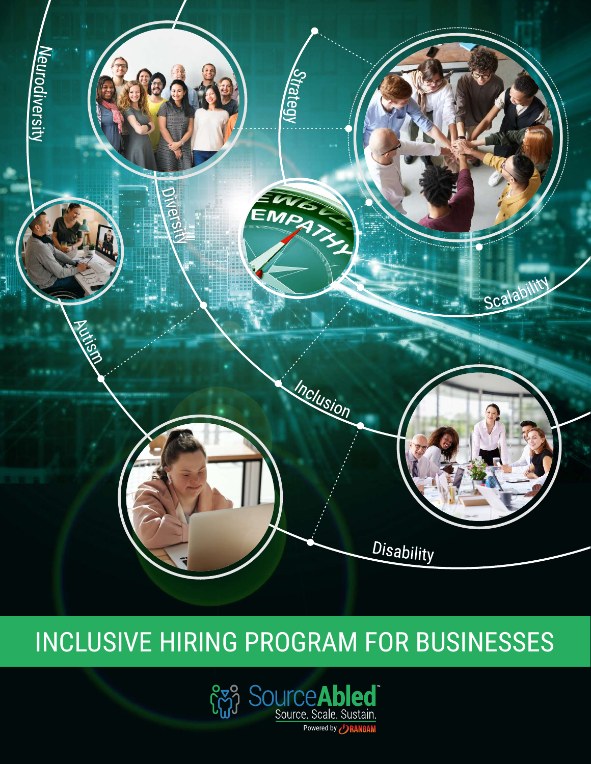Neurodiversity

Strategy

Diversity

Empathy

Autism

Scalability

Inclusion

Disability

# INCLUSIVE HIRING PROGRAM FOR BUSINESSES

SourceAbled™

Source. Scale. Sustain.

Powered by RANGAM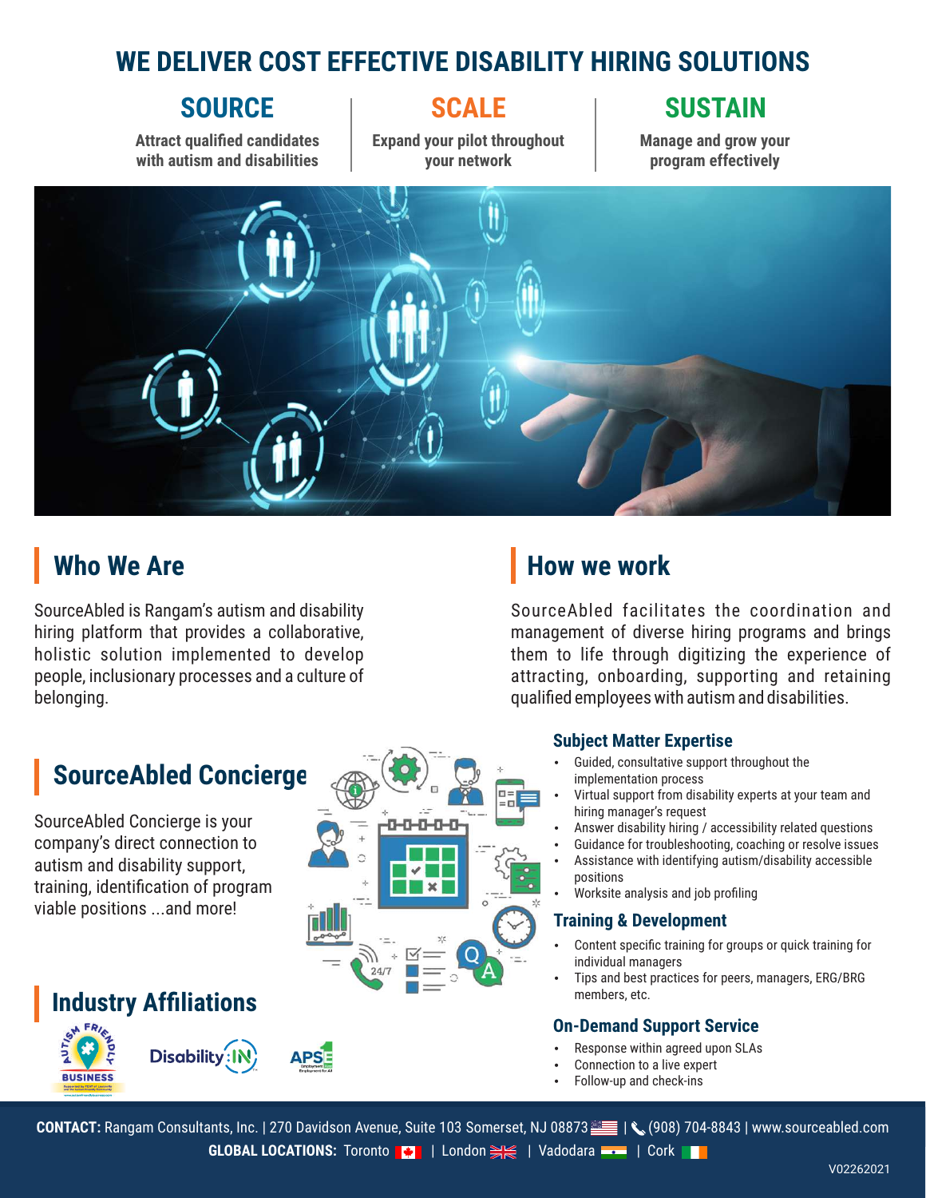# WE DELIVER COST EFFECTIVE DISABILITY HIRING SOLUTIONS

## SOURCE

Attract qualified candidates with autism and disabilities

## SCALE

Expand your pilot throughout your network

## SUSTAIN

Manage and grow your program effectively

## Who We Are

SourceAbled is Rangam's autism and disability hiring platform that provides a collaborative, holistic solution implemented to develop people, inclusionary processes and a culture of belonging.

## SourceAbled Concierge

SourceAbled Concierge is your company's direct connection to autism and disability support, training, identification of program viable positions ...and more!

## Industry Affiliations

## How we work

SourceAbled facilitates the coordination and management of diverse hiring programs and brings them to life through digitizing the experience of attracting, onboarding, supporting and retaining qualified employees with autism and disabilities.

### Subject Matter Expertise

- Guided, consultative support throughout the implementation process
- Virtual support from disability experts at your team and hiring manager's request
- Answer disability hiring / accessibility related questions
- Guidance for troubleshooting, coaching or resolve issues
- Assistance with identifying autism/disability accessible positions
- Worksite analysis and job profiling

### Training & Development

- Content specific training for groups or quick training for individual managers
- Tips and best practices for peers, managers, ERG/BRG members, etc.

### On-Demand Support Service

- Response within agreed upon SLAs
- Connection to a live expert
- Follow-up and check-ins

**CONTACT:** Rangam Consultants, Inc. | 270 Davidson Avenue, Suite 103 Somerset, NJ 08873 | (908) 704-8843 | www.sourceabled.com

**GLOBAL LOCATIONS:** Toronto | London | Vadodara | Cork

V02262021